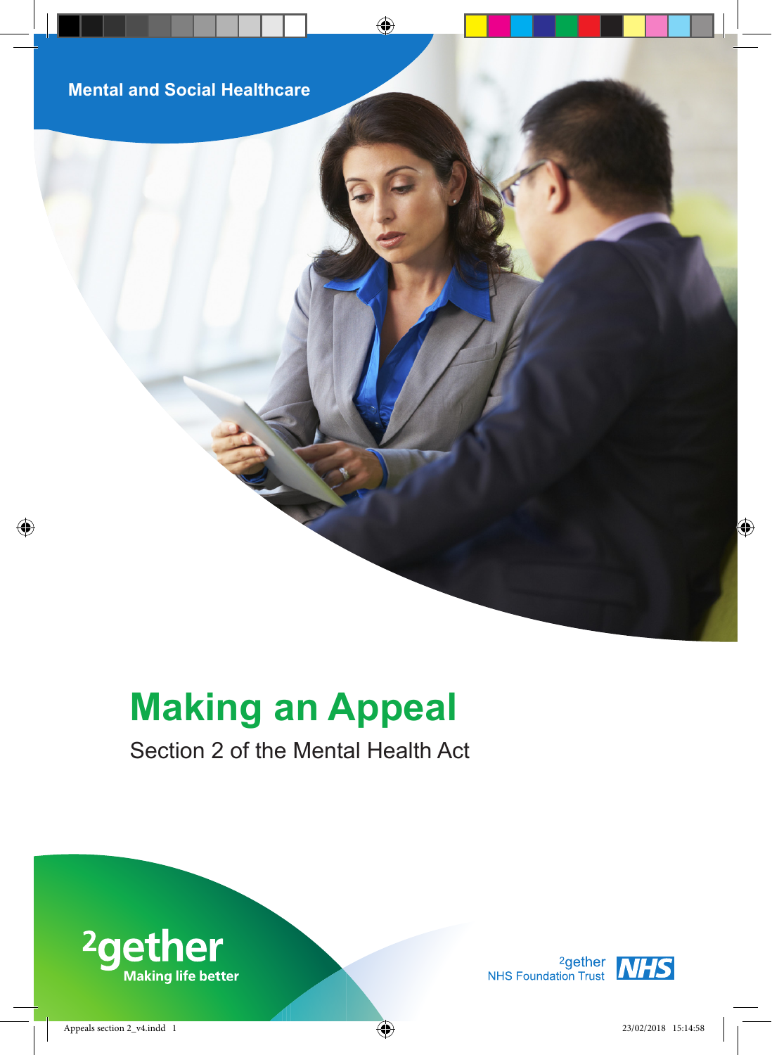Mental and Social Healthcare

# Making an Appeal

Section 2 of the Mental Health Act

2gether
Making life better

2gether NHS Foundation Trust NHS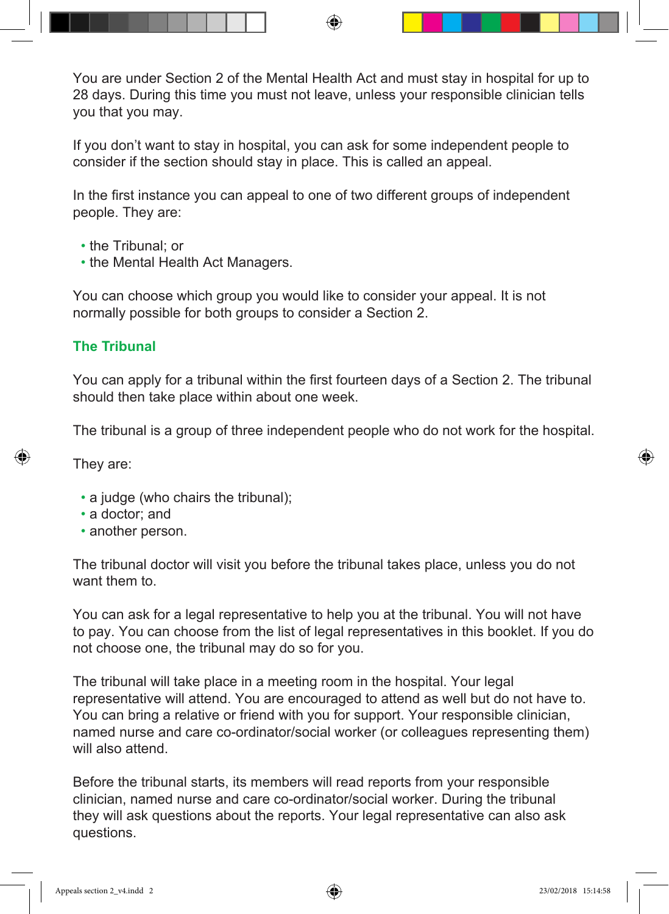You are under Section 2 of the Mental Health Act and must stay in hospital for up to 28 days. During this time you must not leave, unless your responsible clinician tells you that you may.

If you don't want to stay in hospital, you can ask for some independent people to consider if the section should stay in place. This is called an appeal.

In the first instance you can appeal to one of two different groups of independent people. They are:

- the Tribunal; or
- the Mental Health Act Managers.

You can choose which group you would like to consider your appeal. It is not normally possible for both groups to consider a Section 2.

## The Tribunal

You can apply for a tribunal within the first fourteen days of a Section 2. The tribunal should then take place within about one week.

The tribunal is a group of three independent people who do not work for the hospital.

They are:

- a judge (who chairs the tribunal);
- a doctor; and
- another person.

The tribunal doctor will visit you before the tribunal takes place, unless you do not want them to.

You can ask for a legal representative to help you at the tribunal. You will not have to pay. You can choose from the list of legal representatives in this booklet. If you do not choose one, the tribunal may do so for you.

The tribunal will take place in a meeting room in the hospital. Your legal representative will attend. You are encouraged to attend as well but do not have to. You can bring a relative or friend with you for support. Your responsible clinician, named nurse and care co-ordinator/social worker (or colleagues representing them) will also attend.

Before the tribunal starts, its members will read reports from your responsible clinician, named nurse and care co-ordinator/social worker. During the tribunal they will ask questions about the reports. Your legal representative can also ask questions.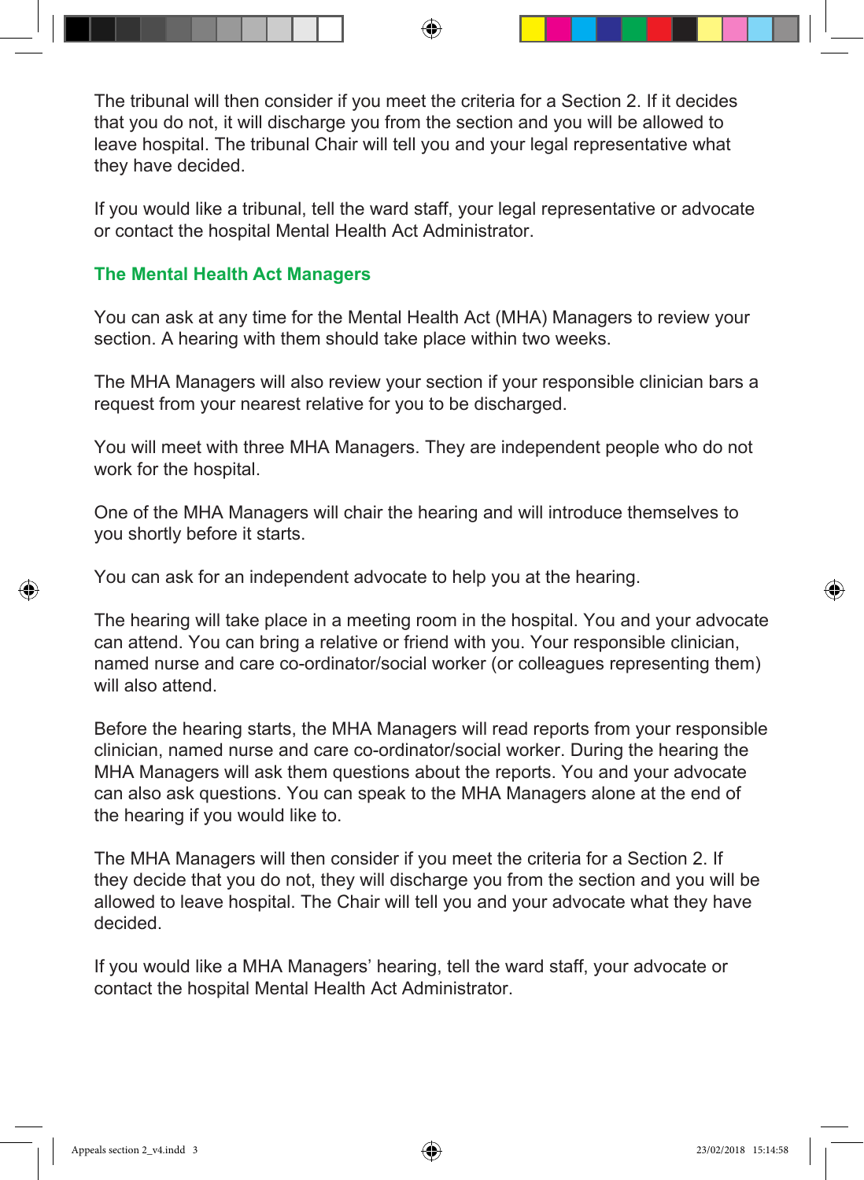The tribunal will then consider if you meet the criteria for a Section 2. If it decides that you do not, it will discharge you from the section and you will be allowed to leave hospital. The tribunal Chair will tell you and your legal representative what they have decided.

If you would like a tribunal, tell the ward staff, your legal representative or advocate or contact the hospital Mental Health Act Administrator.

## The Mental Health Act Managers

You can ask at any time for the Mental Health Act (MHA) Managers to review your section. A hearing with them should take place within two weeks.

The MHA Managers will also review your section if your responsible clinician bars a request from your nearest relative for you to be discharged.

You will meet with three MHA Managers. They are independent people who do not work for the hospital.

One of the MHA Managers will chair the hearing and will introduce themselves to you shortly before it starts.

You can ask for an independent advocate to help you at the hearing.

The hearing will take place in a meeting room in the hospital. You and your advocate can attend. You can bring a relative or friend with you. Your responsible clinician, named nurse and care co-ordinator/social worker (or colleagues representing them) will also attend.

Before the hearing starts, the MHA Managers will read reports from your responsible clinician, named nurse and care co-ordinator/social worker. During the hearing the MHA Managers will ask them questions about the reports. You and your advocate can also ask questions. You can speak to the MHA Managers alone at the end of the hearing if you would like to.

The MHA Managers will then consider if you meet the criteria for a Section 2. If they decide that you do not, they will discharge you from the section and you will be allowed to leave hospital. The Chair will tell you and your advocate what they have decided.

If you would like a MHA Managers' hearing, tell the ward staff, your advocate or contact the hospital Mental Health Act Administrator.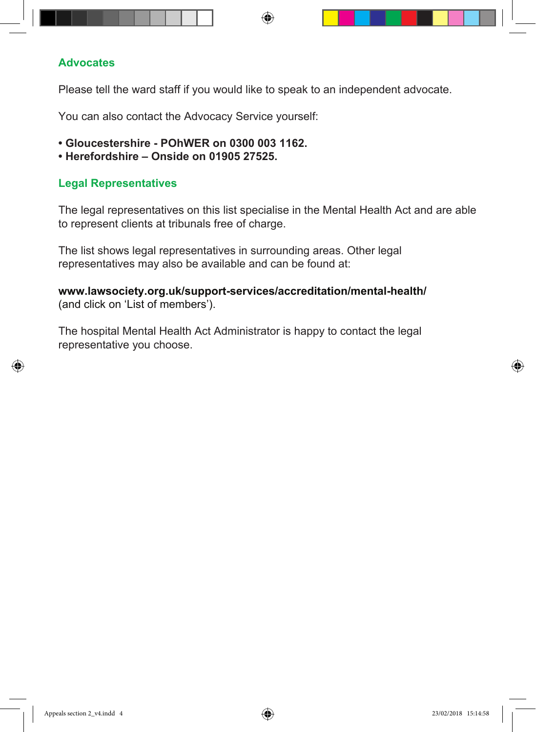## Advocates

Please tell the ward staff if you would like to speak to an independent advocate.

You can also contact the Advocacy Service yourself:

- **Gloucestershire - POhWER on 0300 003 1162.**
- **Herefordshire – Onside on 01905 27525.**

## Legal Representatives

The legal representatives on this list specialise in the Mental Health Act and are able to represent clients at tribunals free of charge.

The list shows legal representatives in surrounding areas. Other legal representatives may also be available and can be found at:

**www.lawsociety.org.uk/support-services/accreditation/mental-health/**
(and click on 'List of members').

The hospital Mental Health Act Administrator is happy to contact the legal representative you choose.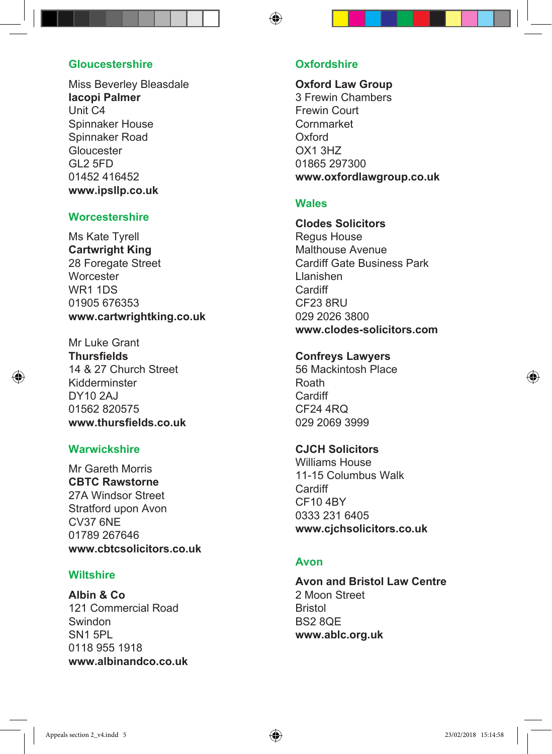## Gloucestershire

Miss Beverley Bleasdale
**Iacopi Palmer**
Unit C4
Spinnaker House
Spinnaker Road
Gloucester
GL2 5FD
01452 416452
**www.ipsllp.co.uk**

## Worcestershire

Ms Kate Tyrell
**Cartwright King**
28 Foregate Street
Worcester
WR1 1DS
01905 676353
**www.cartwrightking.co.uk**

Mr Luke Grant
**Thursfields**
14 & 27 Church Street
Kidderminster
DY10 2AJ
01562 820575
**www.thursfields.co.uk**

## Warwickshire

Mr Gareth Morris
**CBTC Rawstorne**
27A Windsor Street
Stratford upon Avon
CV37 6NE
01789 267646
**www.cbtcsolicitors.co.uk**

## Wiltshire

**Albin & Co**
121 Commercial Road
Swindon
SN1 5PL
0118 955 1918
**www.albinandco.co.uk**

## Oxfordshire

**Oxford Law Group**
3 Frewin Chambers
Frewin Court
Cornmarket
Oxford
OX1 3HZ
01865 297300
**www.oxfordlawgroup.co.uk**

## Wales

**Clodes Solicitors**
Regus House
Malthouse Avenue
Cardiff Gate Business Park
Llanishen
Cardiff
CF23 8RU
029 2026 3800
**www.clodes-solicitors.com**

**Confreys Lawyers**
56 Mackintosh Place
Roath
Cardiff
CF24 4RQ
029 2069 3999

**CJCH Solicitors**
Williams House
11-15 Columbus Walk
Cardiff
CF10 4BY
0333 231 6405
**www.cjchsolicitors.co.uk**

## Avon

**Avon and Bristol Law Centre**
2 Moon Street
Bristol
BS2 8QE
**www.ablc.org.uk**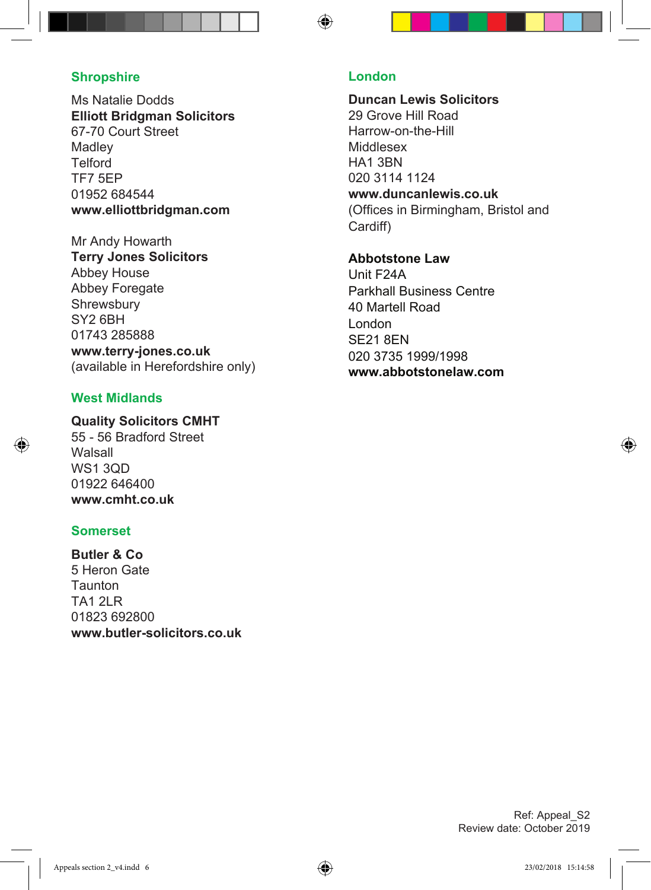## Shropshire

Ms Natalie Dodds
**Elliott Bridgman Solicitors**
67-70 Court Street
Madley
Telford
TF7 5EP
01952 684544
**www.elliottbridgman.com**

Mr Andy Howarth
**Terry Jones Solicitors**
Abbey House
Abbey Foregate
Shrewsbury
SY2 6BH
01743 285888
**www.terry-jones.co.uk**
(available in Herefordshire only)

## West Midlands

**Quality Solicitors CMHT**
55 - 56 Bradford Street
Walsall
WS1 3QD
01922 646400
**www.cmht.co.uk**

## Somerset

**Butler & Co**
5 Heron Gate
Taunton
TA1 2LR
01823 692800
**www.butler-solicitors.co.uk**

## London

**Duncan Lewis Solicitors**
29 Grove Hill Road
Harrow-on-the-Hill
Middlesex
HA1 3BN
020 3114 1124
**www.duncanlewis.co.uk**
(Offices in Birmingham, Bristol and Cardiff)

**Abbotstone Law**
Unit F24A
Parkhall Business Centre
40 Martell Road
London
SE21 8EN
020 3735 1999/1998
**www.abbotstonelaw.com**

Ref: Appeal_S2
Review date: October 2019